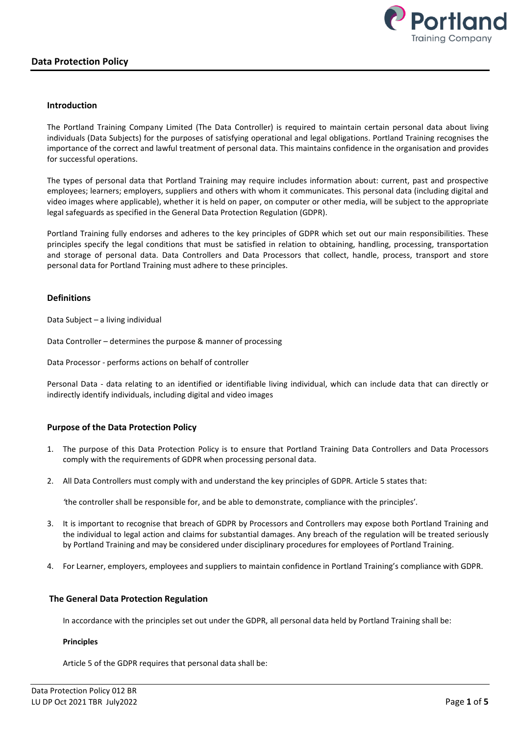# Data Protection Policy

## Introduction

The Portland Training Company Limited (The Data Controller) is required to maintain certain personal data about living individuals (Data Subjects) for the purposes of satisfying operational and legal obligations. Portland Training recognises the importance of the correct and lawful treatment of personal data. This maintains confidence in the organisation and provides for successful operations.

The types of personal data that Portland Training may require includes information about: current, past and prospective employees; learners; employers, suppliers and others with whom it communicates. This personal data (including digital and video images where applicable), whether it is held on paper, on computer or other media, will be subject to the appropriate legal safeguards as specified in the General Data Protection Regulation (GDPR).

Portland Training fully endorses and adheres to the key principles of GDPR which set out our main responsibilities. These principles specify the legal conditions that must be satisfied in relation to obtaining, handling, processing, transportation and storage of personal data. Data Controllers and Data Processors that collect, handle, process, transport and store personal data for Portland Training must adhere to these principles.

## Definitions

Data Subject – a living individual

Data Controller – determines the purpose & manner of processing

Data Processor - performs actions on behalf of controller

Personal Data - data relating to an identified or identifiable living individual, which can include data that can directly or indirectly identify individuals, including digital and video images

## Purpose of the Data Protection Policy

1. The purpose of this Data Protection Policy is to ensure that Portland Training Data Controllers and Data Processors comply with the requirements of GDPR when processing personal data.

2. All Data Controllers must comply with and understand the key principles of GDPR. Article 5 states that:

   *'the controller shall be responsible for, and be able to demonstrate, compliance with the principles'.*

3. It is important to recognise that breach of GDPR by Processors and Controllers may expose both Portland Training and the individual to legal action and claims for substantial damages. Any breach of the regulation will be treated seriously by Portland Training and may be considered under disciplinary procedures for employees of Portland Training.

4. For Learner, employers, employees and suppliers to maintain confidence in Portland Training's compliance with GDPR.

## The General Data Protection Regulation

In accordance with the principles set out under the GDPR, all personal data held by Portland Training shall be:

**Principles**

Article 5 of the GDPR requires that personal data shall be: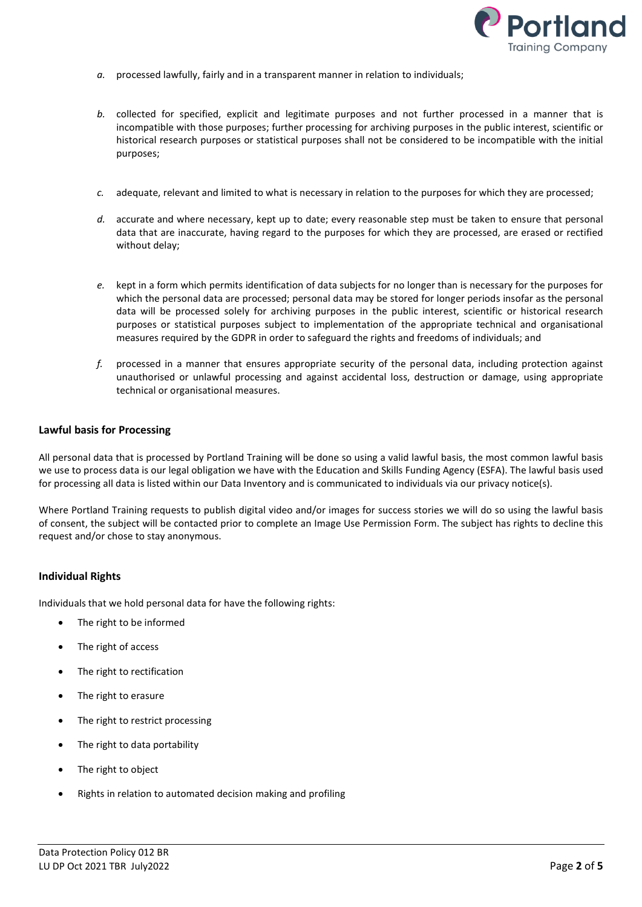a. processed lawfully, fairly and in a transparent manner in relation to individuals;

b. collected for specified, explicit and legitimate purposes and not further processed in a manner that is incompatible with those purposes; further processing for archiving purposes in the public interest, scientific or historical research purposes or statistical purposes shall not be considered to be incompatible with the initial purposes;

c. adequate, relevant and limited to what is necessary in relation to the purposes for which they are processed;

d. accurate and where necessary, kept up to date; every reasonable step must be taken to ensure that personal data that are inaccurate, having regard to the purposes for which they are processed, are erased or rectified without delay;

e. kept in a form which permits identification of data subjects for no longer than is necessary for the purposes for which the personal data are processed; personal data may be stored for longer periods insofar as the personal data will be processed solely for archiving purposes in the public interest, scientific or historical research purposes or statistical purposes subject to implementation of the appropriate technical and organisational measures required by the GDPR in order to safeguard the rights and freedoms of individuals; and

f. processed in a manner that ensures appropriate security of the personal data, including protection against unauthorised or unlawful processing and against accidental loss, destruction or damage, using appropriate technical or organisational measures.

### Lawful basis for Processing

All personal data that is processed by Portland Training will be done so using a valid lawful basis, the most common lawful basis we use to process data is our legal obligation we have with the Education and Skills Funding Agency (ESFA). The lawful basis used for processing all data is listed within our Data Inventory and is communicated to individuals via our privacy notice(s).

Where Portland Training requests to publish digital video and/or images for success stories we will do so using the lawful basis of consent, the subject will be contacted prior to complete an Image Use Permission Form. The subject has rights to decline this request and/or chose to stay anonymous.

### Individual Rights

Individuals that we hold personal data for have the following rights:

- The right to be informed
- The right of access
- The right to rectification
- The right to erasure
- The right to restrict processing
- The right to data portability
- The right to object
- Rights in relation to automated decision making and profiling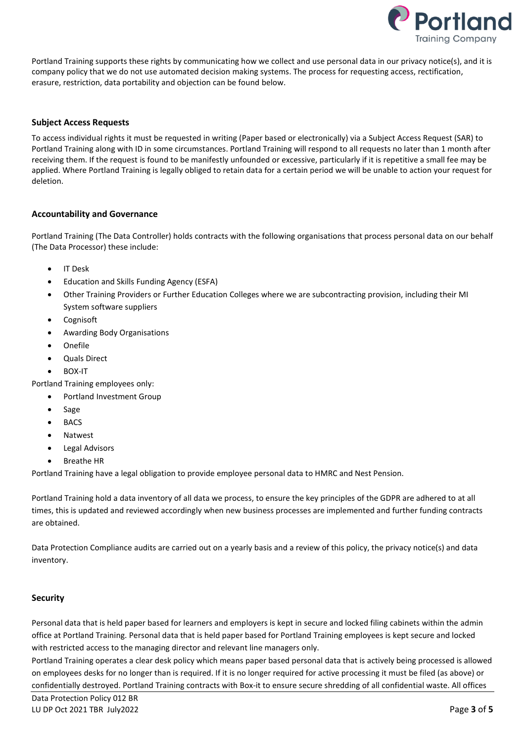Portland Training supports these rights by communicating how we collect and use personal data in our privacy notice(s), and it is company policy that we do not use automated decision making systems. The process for requesting access, rectification, erasure, restriction, data portability and objection can be found below.

### Subject Access Requests

To access individual rights it must be requested in writing (Paper based or electronically) via a Subject Access Request (SAR) to Portland Training along with ID in some circumstances. Portland Training will respond to all requests no later than 1 month after receiving them. If the request is found to be manifestly unfounded or excessive, particularly if it is repetitive a small fee may be applied. Where Portland Training is legally obliged to retain data for a certain period we will be unable to action your request for deletion.

### Accountability and Governance

Portland Training (The Data Controller) holds contracts with the following organisations that process personal data on our behalf (The Data Processor) these include:

- IT Desk
- Education and Skills Funding Agency (ESFA)
- Other Training Providers or Further Education Colleges where we are subcontracting provision, including their MI System software suppliers
- Cognisoft
- Awarding Body Organisations
- Onefile
- Quals Direct
- BOX-IT

Portland Training employees only:

- Portland Investment Group
- Sage
- BACS
- Natwest
- Legal Advisors
- Breathe HR

Portland Training have a legal obligation to provide employee personal data to HMRC and Nest Pension.

Portland Training hold a data inventory of all data we process, to ensure the key principles of the GDPR are adhered to at all times, this is updated and reviewed accordingly when new business processes are implemented and further funding contracts are obtained.

Data Protection Compliance audits are carried out on a yearly basis and a review of this policy, the privacy notice(s) and data inventory.

### Security

Personal data that is held paper based for learners and employers is kept in secure and locked filing cabinets within the admin office at Portland Training. Personal data that is held paper based for Portland Training employees is kept secure and locked with restricted access to the managing director and relevant line managers only.

Portland Training operates a clear desk policy which means paper based personal data that is actively being processed is allowed on employees desks for no longer than is required. If it is no longer required for active processing it must be filed (as above) or confidentially destroyed. Portland Training contracts with Box-it to ensure secure shredding of all confidential waste. All offices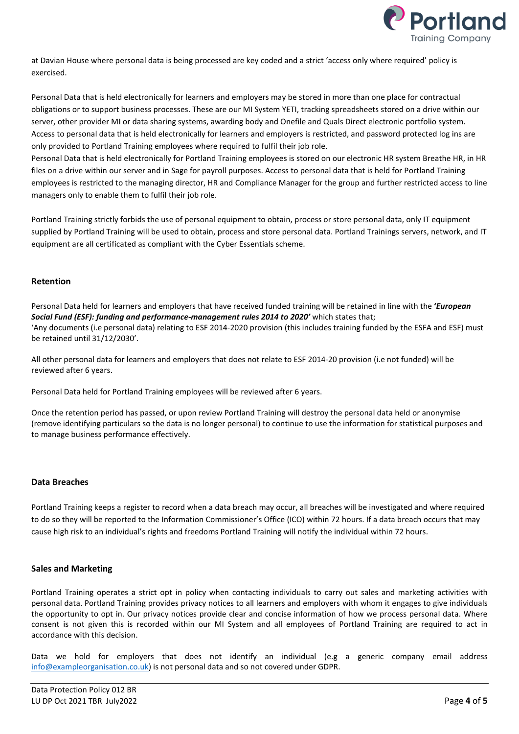at Davian House where personal data is being processed are key coded and a strict 'access only where required' policy is exercised.

Personal Data that is held electronically for learners and employers may be stored in more than one place for contractual obligations or to support business processes. These are our MI System YETI, tracking spreadsheets stored on a drive within our server, other provider MI or data sharing systems, awarding body and Onefile and Quals Direct electronic portfolio system. Access to personal data that is held electronically for learners and employers is restricted, and password protected log ins are only provided to Portland Training employees where required to fulfil their job role.

Personal Data that is held electronically for Portland Training employees is stored on our electronic HR system Breathe HR, in HR files on a drive within our server and in Sage for payroll purposes. Access to personal data that is held for Portland Training employees is restricted to the managing director, HR and Compliance Manager for the group and further restricted access to line managers only to enable them to fulfil their job role.

Portland Training strictly forbids the use of personal equipment to obtain, process or store personal data, only IT equipment supplied by Portland Training will be used to obtain, process and store personal data. Portland Trainings servers, network, and IT equipment are all certificated as compliant with the Cyber Essentials scheme.

## Retention

Personal Data held for learners and employers that have received funded training will be retained in line with the ***'European Social Fund (ESF): funding and performance-management rules 2014 to 2020'*** which states that;
'Any documents (i.e personal data) relating to ESF 2014-2020 provision (this includes training funded by the ESFA and ESF) must be retained until 31/12/2030'.

All other personal data for learners and employers that does not relate to ESF 2014-20 provision (i.e not funded) will be reviewed after 6 years.

Personal Data held for Portland Training employees will be reviewed after 6 years.

Once the retention period has passed, or upon review Portland Training will destroy the personal data held or anonymise (remove identifying particulars so the data is no longer personal) to continue to use the information for statistical purposes and to manage business performance effectively.

## Data Breaches

Portland Training keeps a register to record when a data breach may occur, all breaches will be investigated and where required to do so they will be reported to the Information Commissioner's Office (ICO) within 72 hours. If a data breach occurs that may cause high risk to an individual's rights and freedoms Portland Training will notify the individual within 72 hours.

## Sales and Marketing

Portland Training operates a strict opt in policy when contacting individuals to carry out sales and marketing activities with personal data. Portland Training provides privacy notices to all learners and employers with whom it engages to give individuals the opportunity to opt in. Our privacy notices provide clear and concise information of how we process personal data. Where consent is not given this is recorded within our MI System and all employees of Portland Training are required to act in accordance with this decision.

Data we hold for employers that does not identify an individual (e.g a generic company email address info@exampleorganisation.co.uk) is not personal data and so not covered under GDPR.

Data Protection Policy 012 BR
LU DP Oct 2021 TBR July2022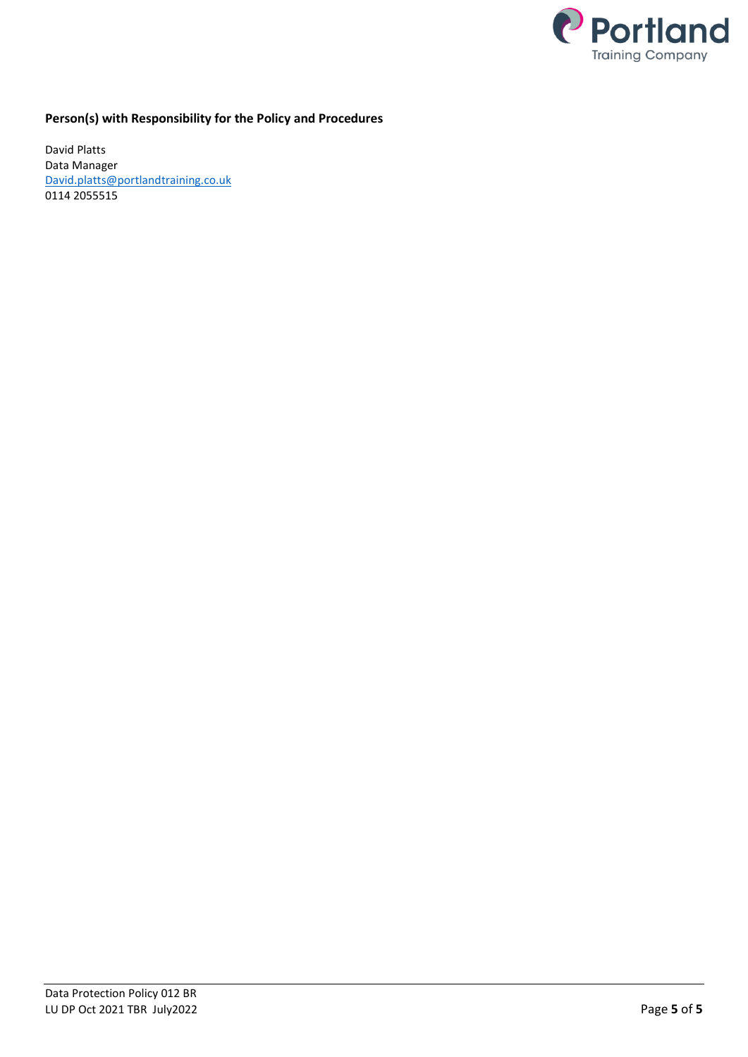**Person(s) with Responsibility for the Policy and Procedures**

David Platts
Data Manager
David.platts@portlandtraining.co.uk
0114 2055515